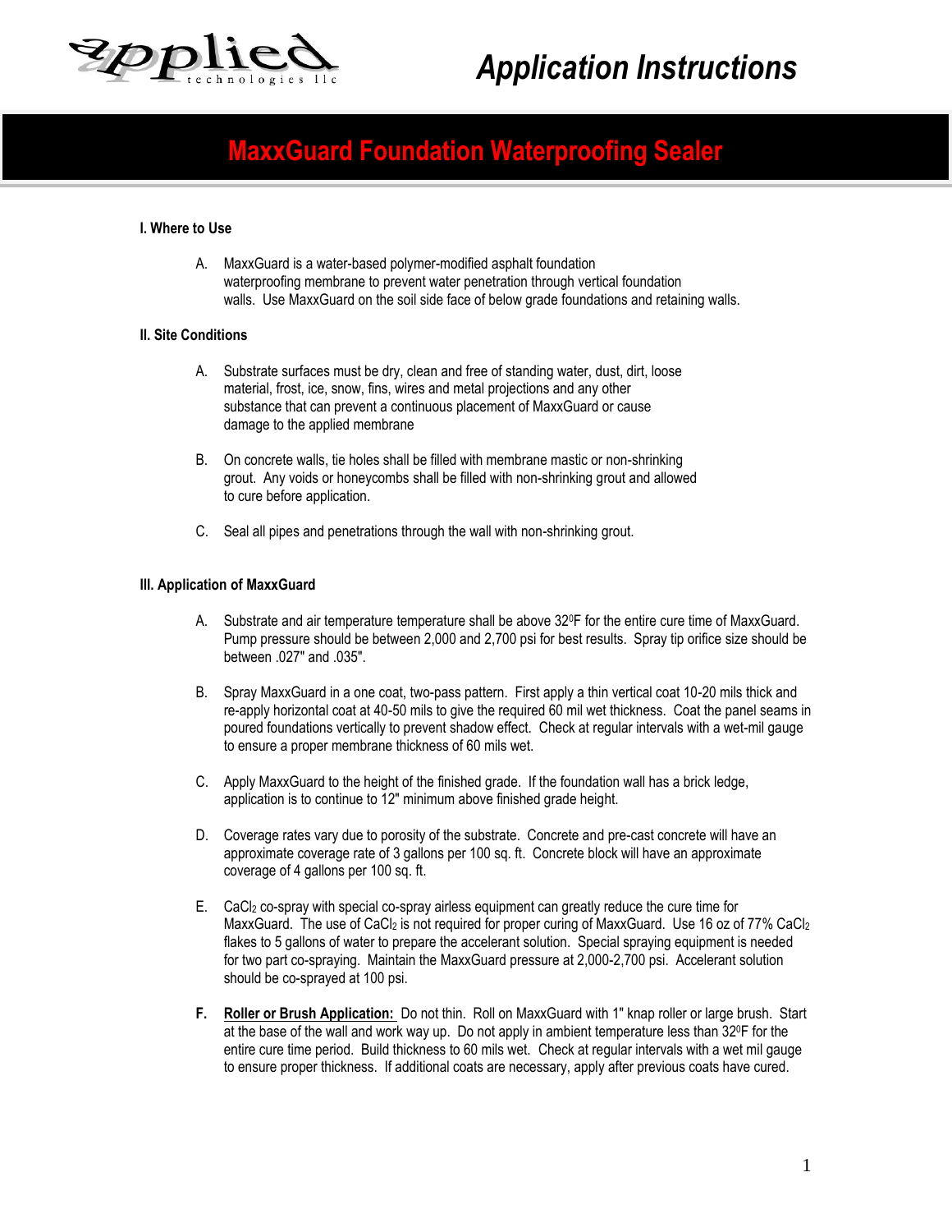# Application Instructions

## MaxxGuard Foundation Waterproofing Sealer

### I. Where to Use

A. MaxxGuard is a water-based polymer-modified asphalt foundation waterproofing membrane to prevent water penetration through vertical foundation walls. Use MaxxGuard on the soil side face of below grade foundations and retaining walls.

### II. Site Conditions

A. Substrate surfaces must be dry, clean and free of standing water, dust, dirt, loose material, frost, ice, snow, fins, wires and metal projections and any other substance that can prevent a continuous placement of MaxxGuard or cause damage to the applied membrane

B. On concrete walls, tie holes shall be filled with membrane mastic or non-shrinking grout. Any voids or honeycombs shall be filled with non-shrinking grout and allowed to cure before application.

C. Seal all pipes and penetrations through the wall with non-shrinking grout.

### III. Application of MaxxGuard

A. Substrate and air temperature temperature shall be above 32$^0$F for the entire cure time of MaxxGuard. Pump pressure should be between 2,000 and 2,700 psi for best results. Spray tip orifice size should be between .027" and .035".

B. Spray MaxxGuard in a one coat, two-pass pattern. First apply a thin vertical coat 10-20 mils thick and re-apply horizontal coat at 40-50 mils to give the required 60 mil wet thickness. Coat the panel seams in poured foundations vertically to prevent shadow effect. Check at regular intervals with a wet-mil gauge to ensure a proper membrane thickness of 60 mils wet.

C. Apply MaxxGuard to the height of the finished grade. If the foundation wall has a brick ledge, application is to continue to 12" minimum above finished grade height.

D. Coverage rates vary due to porosity of the substrate. Concrete and pre-cast concrete will have an approximate coverage rate of 3 gallons per 100 sq. ft. Concrete block will have an approximate coverage of 4 gallons per 100 sq. ft.

E. $CaCl_2$ co-spray with special co-spray airless equipment can greatly reduce the cure time for MaxxGuard. The use of $CaCl_2$ is not required for proper curing of MaxxGuard. Use 16 oz of 77% $CaCl_2$ flakes to 5 gallons of water to prepare the accelerant solution. Special spraying equipment is needed for two part co-spraying. Maintain the MaxxGuard pressure at 2,000-2,700 psi. Accelerant solution should be co-sprayed at 100 psi.

**F.** **Roller or Brush Application:** Do not thin. Roll on MaxxGuard with 1" knap roller or large brush. Start at the base of the wall and work way up. Do not apply in ambient temperature less than 32$^0$F for the entire cure time period. Build thickness to 60 mils wet. Check at regular intervals with a wet mil gauge to ensure proper thickness. If additional coats are necessary, apply after previous coats have cured.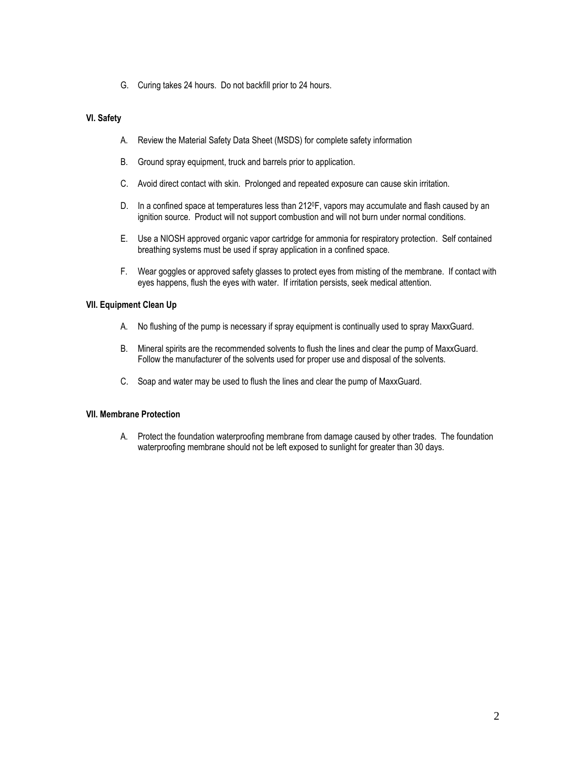G. Curing takes 24 hours. Do not backfill prior to 24 hours.

### VI. Safety

A. Review the Material Safety Data Sheet (MSDS) for complete safety information

B. Ground spray equipment, truck and barrels prior to application.

C. Avoid direct contact with skin. Prolonged and repeated exposure can cause skin irritation.

D. In a confined space at temperatures less than 212$^0$F, vapors may accumulate and flash caused by an ignition source. Product will not support combustion and will not burn under normal conditions.

E. Use a NIOSH approved organic vapor cartridge for ammonia for respiratory protection. Self contained breathing systems must be used if spray application in a confined space.

F. Wear goggles or approved safety glasses to protect eyes from misting of the membrane. If contact with eyes happens, flush the eyes with water. If irritation persists, seek medical attention.

### VII. Equipment Clean Up

A. No flushing of the pump is necessary if spray equipment is continually used to spray MaxxGuard.

B. Mineral spirits are the recommended solvents to flush the lines and clear the pump of MaxxGuard. Follow the manufacturer of the solvents used for proper use and disposal of the solvents.

C. Soap and water may be used to flush the lines and clear the pump of MaxxGuard.

### VII. Membrane Protection

A. Protect the foundation waterproofing membrane from damage caused by other trades. The foundation waterproofing membrane should not be left exposed to sunlight for greater than 30 days.